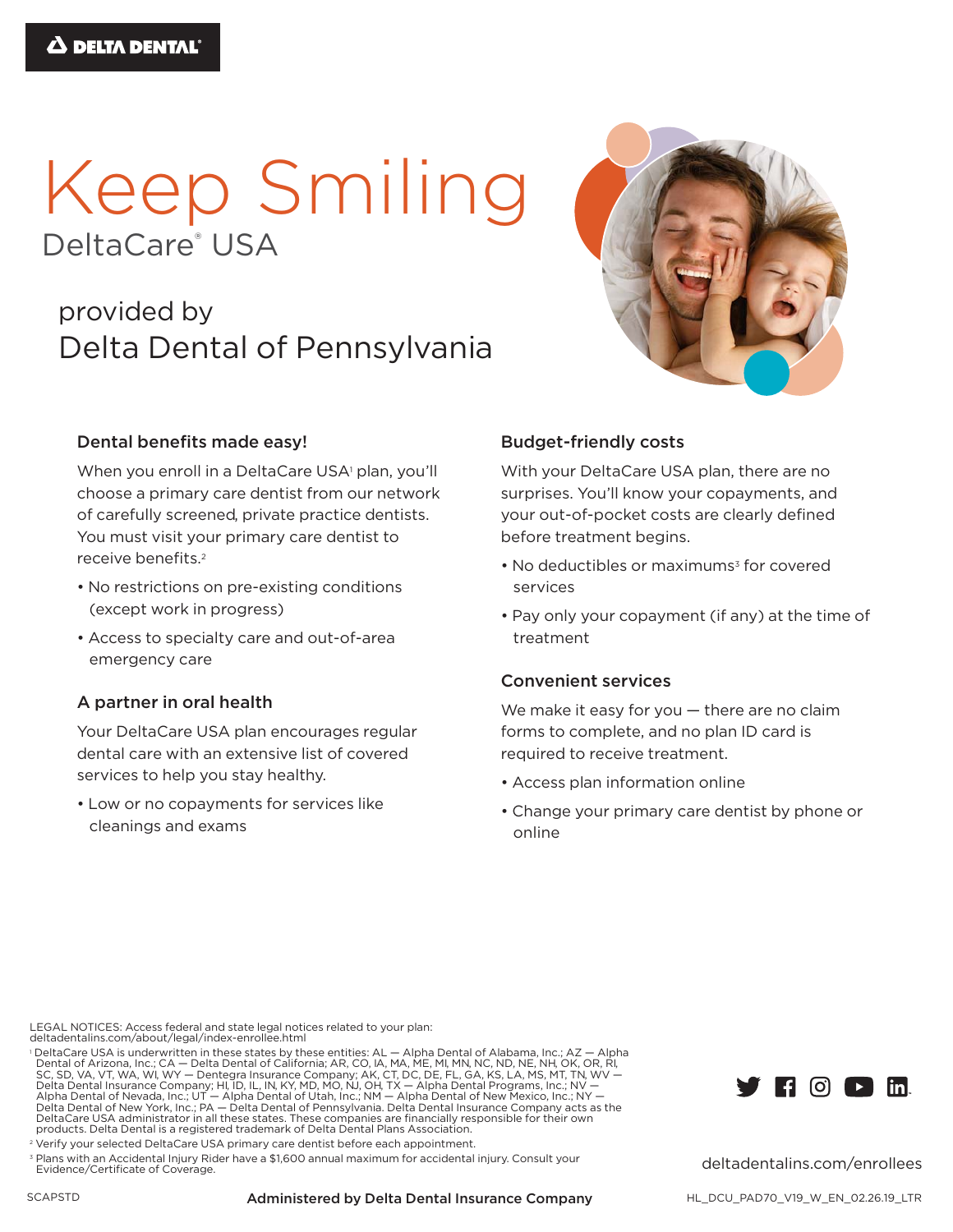DELTA DENTAL

# Keep Smiling

## DeltaCare® USA

provided by

## Delta Dental of Pennsylvania

### Dental benefits made easy!

When you enroll in a DeltaCare USA[1] plan, you'll choose a primary care dentist from our network of carefully screened, private practice dentists. You must visit your primary care dentist to receive benefits.[2]

- No restrictions on pre-existing conditions (except work in progress)
- Access to specialty care and out-of-area emergency care

### A partner in oral health

Your DeltaCare USA plan encourages regular dental care with an extensive list of covered services to help you stay healthy.

- Low or no copayments for services like cleanings and exams

### Budget-friendly costs

With your DeltaCare USA plan, there are no surprises. You'll know your copayments, and your out-of-pocket costs are clearly defined before treatment begins.

- No deductibles or maximums[3] for covered services
- Pay only your copayment (if any) at the time of treatment

### Convenient services

We make it easy for you — there are no claim forms to complete, and no plan ID card is required to receive treatment.

- Access plan information online
- Change your primary care dentist by phone or online

LEGAL NOTICES: Access federal and state legal notices related to your plan: deltadentalins.com/about/legal/index-enrollee.html

[1] DeltaCare USA is underwritten in these states by these entities: AL — Alpha Dental of Alabama, Inc.; AZ — Alpha Dental of Arizona, Inc.; CA — Delta Dental of California; AR, CO, IA, MA, ME, MI, MN, NC, ND, NE, NH, OK, OR, RI, SC, SD, VA, VT, WA, WI, WY — Dentegra Insurance Company; AK, CT, DC, DE, FL, GA, KS, LA, MS, MT, TN, WV — Delta Dental Insurance Company; HI, ID, IL, IN, KY, MD, MO, NJ, OH, TX — Alpha Dental Programs, Inc.; NV — Alpha Dental of Nevada, Inc.; UT — Alpha Dental of Utah, Inc.; NM — Alpha Dental of New Mexico, Inc.; NY — Delta Dental of New York, Inc.; PA — Delta Dental of Pennsylvania. Delta Dental Insurance Company acts as the DeltaCare USA administrator in all these states. These companies are financially responsible for their own products. Delta Dental is a registered trademark of Delta Dental Plans Association.

[2] Verify your selected DeltaCare USA primary care dentist before each appointment.

[3] Plans with an Accidental Injury Rider have a $1,600 annual maximum for accidental injury. Consult your Evidence/Certificate of Coverage.

deltadentalins.com/enrollees

SCAPSTD

**Administered by Delta Dental Insurance Company**

HL_DCU_PAD70_V19_W_EN_02.26.19_LTR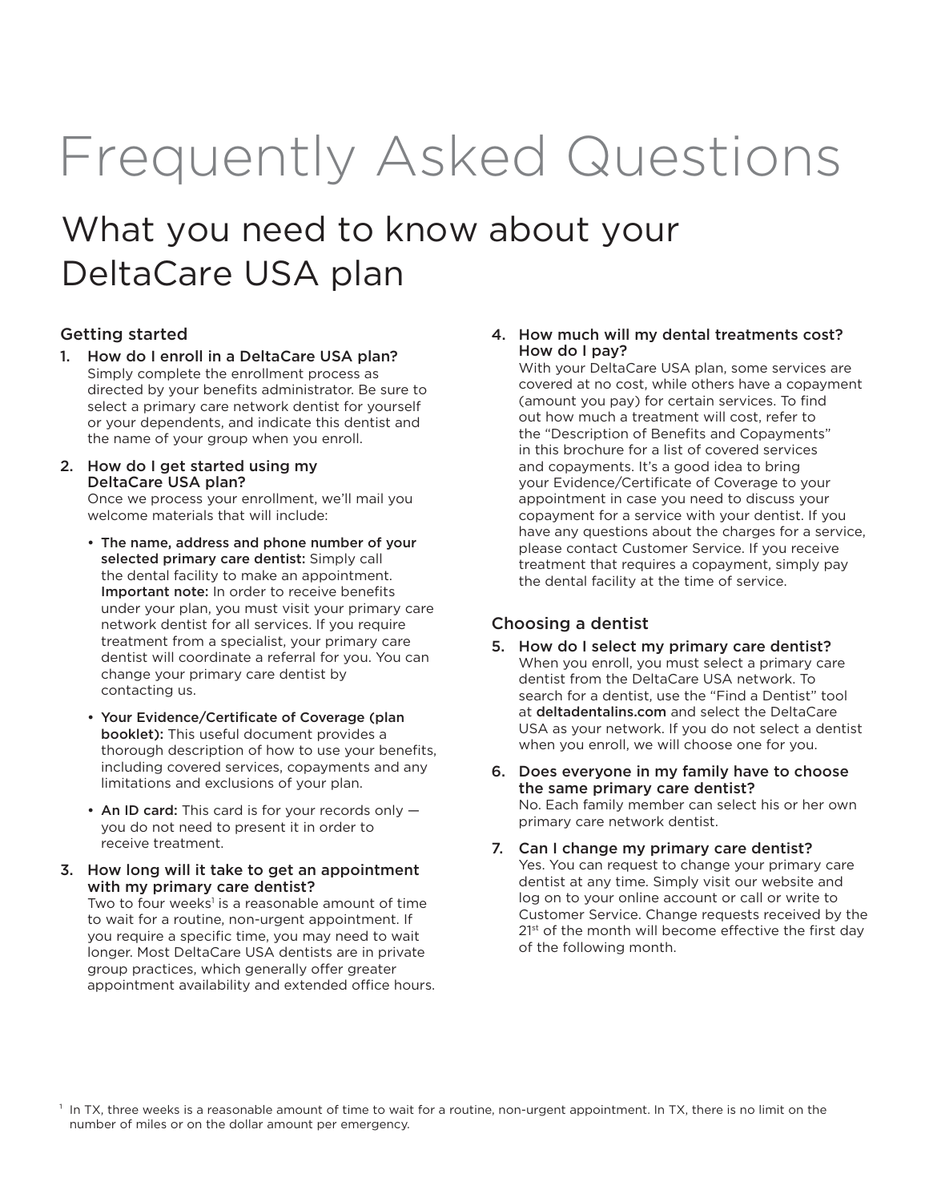# Frequently Asked Questions

## What you need to know about your DeltaCare USA plan

### Getting started

1. **How do I enroll in a DeltaCare USA plan?**
   Simply complete the enrollment process as directed by your benefits administrator. Be sure to select a primary care network dentist for yourself or your dependents, and indicate this dentist and the name of your group when you enroll.

2. **How do I get started using my DeltaCare USA plan?**
   Once we process your enrollment, we'll mail you welcome materials that will include:

   - **The name, address and phone number of your selected primary care dentist:** Simply call the dental facility to make an appointment. **Important note:** In order to receive benefits under your plan, you must visit your primary care network dentist for all services. If you require treatment from a specialist, your primary care dentist will coordinate a referral for you. You can change your primary care dentist by contacting us.

   - **Your Evidence/Certificate of Coverage (plan booklet):** This useful document provides a thorough description of how to use your benefits, including covered services, copayments and any limitations and exclusions of your plan.

   - **An ID card:** This card is for your records only — you do not need to present it in order to receive treatment.

3. **How long will it take to get an appointment with my primary care dentist?**
   Two to four weeks[1] is a reasonable amount of time to wait for a routine, non-urgent appointment. If you require a specific time, you may need to wait longer. Most DeltaCare USA dentists are in private group practices, which generally offer greater appointment availability and extended office hours.

4. **How much will my dental treatments cost? How do I pay?**
   With your DeltaCare USA plan, some services are covered at no cost, while others have a copayment (amount you pay) for certain services. To find out how much a treatment will cost, refer to the "Description of Benefits and Copayments" in this brochure for a list of covered services and copayments. It's a good idea to bring your Evidence/Certificate of Coverage to your appointment in case you need to discuss your copayment for a service with your dentist. If you have any questions about the charges for a service, please contact Customer Service. If you receive treatment that requires a copayment, simply pay the dental facility at the time of service.

### Choosing a dentist

5. **How do I select my primary care dentist?**
   When you enroll, you must select a primary care dentist from the DeltaCare USA network. To search for a dentist, use the "Find a Dentist" tool at **deltadentalins.com** and select the DeltaCare USA as your network. If you do not select a dentist when you enroll, we will choose one for you.

6. **Does everyone in my family have to choose the same primary care dentist?**
   No. Each family member can select his or her own primary care network dentist.

7. **Can I change my primary care dentist?**
   Yes. You can request to change your primary care dentist at any time. Simply visit our website and log on to your online account or call or write to Customer Service. Change requests received by the 21st of the month will become effective the first day of the following month.

[1] In TX, three weeks is a reasonable amount of time to wait for a routine, non-urgent appointment. In TX, there is no limit on the number of miles or on the dollar amount per emergency.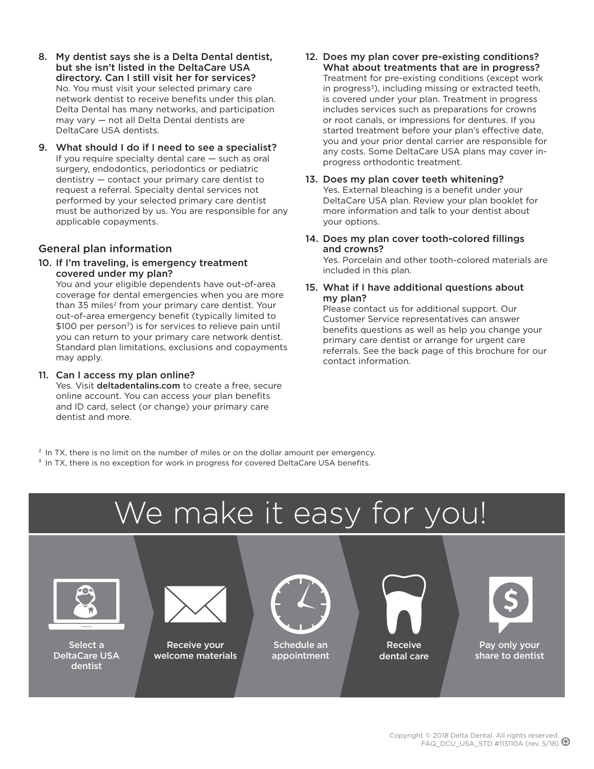8. **My dentist says she is a Delta Dental dentist, but she isn't listed in the DeltaCare USA directory. Can I still visit her for services?**
   No. You must visit your selected primary care network dentist to receive benefits under this plan. Delta Dental has many networks, and participation may vary — not all Delta Dental dentists are DeltaCare USA dentists.

9. **What should I do if I need to see a specialist?**
   If you require specialty dental care — such as oral surgery, endodontics, periodontics or pediatric dentistry — contact your primary care dentist to request a referral. Specialty dental services not performed by your selected primary care dentist must be authorized by us. You are responsible for any applicable copayments.

## General plan information

10. **If I'm traveling, is emergency treatment covered under my plan?**
    You and your eligible dependents have out-of-area coverage for dental emergencies when you are more than 35 miles[2] from your primary care dentist. Your out-of-area emergency benefit (typically limited to $100 per person[3]) is for services to relieve pain until you can return to your primary care network dentist. Standard plan limitations, exclusions and copayments may apply.

11. **Can I access my plan online?**
    Yes. Visit **deltadentalins.com** to create a free, secure online account. You can access your plan benefits and ID card, select (or change) your primary care dentist and more.

12. **Does my plan cover pre-existing conditions? What about treatments that are in progress?**
    Treatment for pre-existing conditions (except work in progress[3]), including missing or extracted teeth, is covered under your plan. Treatment in progress includes services such as preparations for crowns or root canals, or impressions for dentures. If you started treatment before your plan's effective date, you and your prior dental carrier are responsible for any costs. Some DeltaCare USA plans may cover in-progress orthodontic treatment.

13. **Does my plan cover teeth whitening?**
    Yes. External bleaching is a benefit under your DeltaCare USA plan. Review your plan booklet for more information and talk to your dentist about your options.

14. **Does my plan cover tooth-colored fillings and crowns?**
    Yes. Porcelain and other tooth-colored materials are included in this plan.

15. **What if I have additional questions about my plan?**
    Please contact us for additional support. Our Customer Service representatives can answer benefits questions as well as help you change your primary care dentist or arrange for urgent care referrals. See the back page of this brochure for our contact information.

[2] In TX, there is no limit on the number of miles or on the dollar amount per emergency.

[3] In TX, there is no exception for work in progress for covered DeltaCare USA benefits.

# We make it easy for you!

Select a DeltaCare USA dentist → Receive your welcome materials → Schedule an appointment → Receive dental care → Pay only your share to dentist

Copyright © 2018 Delta Dental. All rights reserved.
FAQ_DCU_USA_STD #113110A (rev. 5/18)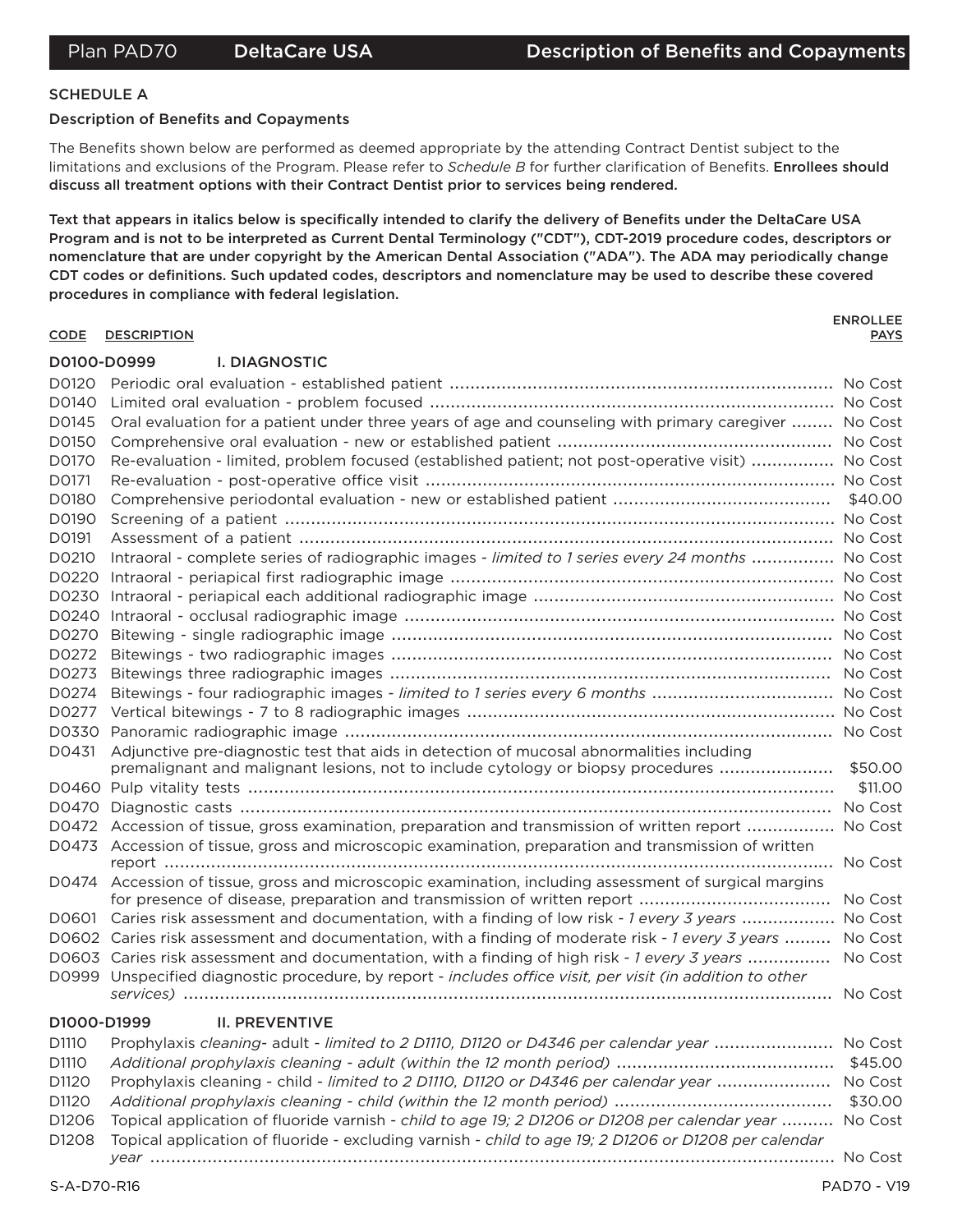Plan PAD70 **DeltaCare USA** **Description of Benefits and Copayments**

## SCHEDULE A

### Description of Benefits and Copayments

The Benefits shown below are performed as deemed appropriate by the attending Contract Dentist subject to the limitations and exclusions of the Program. Please refer to *Schedule B* for further clarification of Benefits. **Enrollees should discuss all treatment options with their Contract Dentist prior to services being rendered.**

**Text that appears in italics below is specifically intended to clarify the delivery of Benefits under the DeltaCare USA Program and is not to be interpreted as Current Dental Terminology ("CDT"), CDT-2019 procedure codes, descriptors or nomenclature that are under copyright by the American Dental Association ("ADA"). The ADA may periodically change CDT codes or definitions. Such updated codes, descriptors and nomenclature may be used to describe these covered procedures in compliance with federal legislation.**

| CODE | DESCRIPTION | ENROLLEE PAYS |
|---|---|---|
| **D0100-D0999** | **I. DIAGNOSTIC** | |
| D0120 | Periodic oral evaluation - established patient | No Cost |
| D0140 | Limited oral evaluation - problem focused | No Cost |
| D0145 | Oral evaluation for a patient under three years of age and counseling with primary caregiver | No Cost |
| D0150 | Comprehensive oral evaluation - new or established patient | No Cost |
| D0170 | Re-evaluation - limited, problem focused (established patient; not post-operative visit) | No Cost |
| D0171 | Re-evaluation - post-operative office visit | No Cost |
| D0180 | Comprehensive periodontal evaluation - new or established patient | $40.00 |
| D0190 | Screening of a patient | No Cost |
| D0191 | Assessment of a patient | No Cost |
| D0210 | Intraoral - complete series of radiographic images - *limited to 1 series every 24 months* | No Cost |
| D0220 | Intraoral - periapical first radiographic image | No Cost |
| D0230 | Intraoral - periapical each additional radiographic image | No Cost |
| D0240 | Intraoral - occlusal radiographic image | No Cost |
| D0270 | Bitewing - single radiographic image | No Cost |
| D0272 | Bitewings - two radiographic images | No Cost |
| D0273 | Bitewings three radiographic images | No Cost |
| D0274 | Bitewings - four radiographic images - *limited to 1 series every 6 months* | No Cost |
| D0277 | Vertical bitewings - 7 to 8 radiographic images | No Cost |
| D0330 | Panoramic radiographic image | No Cost |
| D0431 | Adjunctive pre-diagnostic test that aids in detection of mucosal abnormalities including premalignant and malignant lesions, not to include cytology or biopsy procedures | $50.00 |
| D0460 | Pulp vitality tests | $11.00 |
| D0470 | Diagnostic casts | No Cost |
| D0472 | Accession of tissue, gross examination, preparation and transmission of written report | No Cost |
| D0473 | Accession of tissue, gross and microscopic examination, preparation and transmission of written report | No Cost |
| D0474 | Accession of tissue, gross and microscopic examination, including assessment of surgical margins for presence of disease, preparation and transmission of written report | No Cost |
| D0601 | Caries risk assessment and documentation, with a finding of low risk - *1 every 3 years* | No Cost |
| D0602 | Caries risk assessment and documentation, with a finding of moderate risk - *1 every 3 years* | No Cost |
| D0603 | Caries risk assessment and documentation, with a finding of high risk - *1 every 3 years* | No Cost |
| D0999 | Unspecified diagnostic procedure, by report - *includes office visit, per visit (in addition to other services)* | No Cost |
| **D1000-D1999** | **II. PREVENTIVE** | |
| D1110 | Prophylaxis *cleaning*- adult - *limited to 2 D1110, D1120 or D4346 per calendar year* | No Cost |
| D1110 | *Additional prophylaxis cleaning - adult (within the 12 month period)* | $45.00 |
| D1120 | Prophylaxis cleaning - child - *limited to 2 D1110, D1120 or D4346 per calendar year* | No Cost |
| D1120 | *Additional prophylaxis cleaning - child (within the 12 month period)* | $30.00 |
| D1206 | Topical application of fluoride varnish - *child to age 19; 2 D1206 or D1208 per calendar year* | No Cost |
| D1208 | Topical application of fluoride - excluding varnish - *child to age 19; 2 D1206 or D1208 per calendar year* | No Cost |

S-A-D70-R16 PAD70 - V19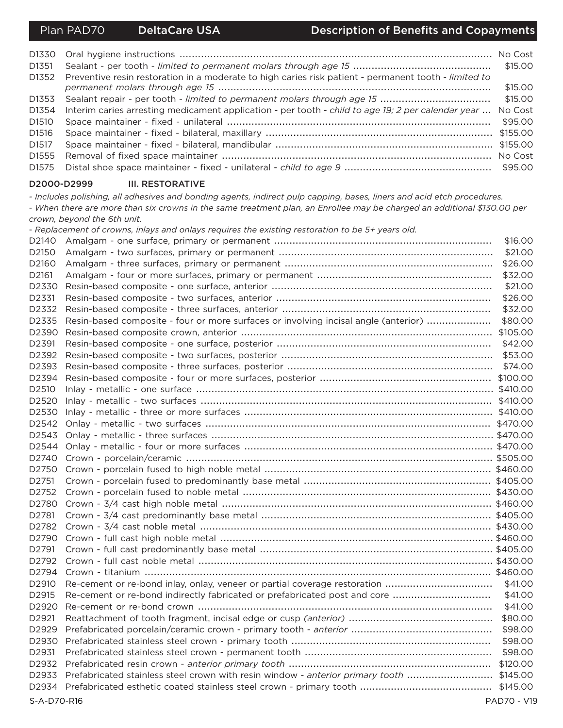| Code | Description | Copayment |
|---|---|---|
| D1330 | Oral hygiene instructions | No Cost |
| D1351 | Sealant - per tooth - *limited to permanent molars through age 15* | $15.00 |
| D1352 | Preventive resin restoration in a moderate to high caries risk patient - permanent tooth - *limited to permanent molars through age 15* | $15.00 |
| D1353 | Sealant repair - per tooth - *limited to permanent molars through age 15* | $15.00 |
| D1354 | Interim caries arresting medicament application - per tooth - *child to age 19; 2 per calendar year* | No Cost |
| D1510 | Space maintainer - fixed - unilateral | $95.00 |
| D1516 | Space maintainer - fixed - bilateral, maxillary | $155.00 |
| D1517 | Space maintainer - fixed - bilateral, mandibular | $155.00 |
| D1555 | Removal of fixed space maintainer | No Cost |
| D1575 | Distal shoe space maintainer - fixed - unilateral - *child to age 9* | $95.00 |

## D2000-D2999 III. RESTORATIVE

*- Includes polishing, all adhesives and bonding agents, indirect pulp capping, bases, liners and acid etch procedures.*

*- When there are more than six crowns in the same treatment plan, an Enrollee may be charged an additional $130.00 per crown, beyond the 6th unit.*

*- Replacement of crowns, inlays and onlays requires the existing restoration to be 5+ years old.*

| Code | Description | Copayment |
|---|---|---|
| D2140 | Amalgam - one surface, primary or permanent | $16.00 |
| D2150 | Amalgam - two surfaces, primary or permanent | $21.00 |
| D2160 | Amalgam - three surfaces, primary or permanent | $26.00 |
| D2161 | Amalgam - four or more surfaces, primary or permanent | $32.00 |
| D2330 | Resin-based composite - one surface, anterior | $21.00 |
| D2331 | Resin-based composite - two surfaces, anterior | $26.00 |
| D2332 | Resin-based composite - three surfaces, anterior | $32.00 |
| D2335 | Resin-based composite - four or more surfaces or involving incisal angle (anterior) | $80.00 |
| D2390 | Resin-based composite crown, anterior | $105.00 |
| D2391 | Resin-based composite - one surface, posterior | $42.00 |
| D2392 | Resin-based composite - two surfaces, posterior | $53.00 |
| D2393 | Resin-based composite - three surfaces, posterior | $74.00 |
| D2394 | Resin-based composite - four or more surfaces, posterior | $100.00 |
| D2510 | Inlay - metallic - one surface | $410.00 |
| D2520 | Inlay - metallic - two surfaces | $410.00 |
| D2530 | Inlay - metallic - three or more surfaces | $410.00 |
| D2542 | Onlay - metallic - two surfaces | $470.00 |
| D2543 | Onlay - metallic - three surfaces | $470.00 |
| D2544 | Onlay - metallic - four or more surfaces | $470.00 |
| D2740 | Crown - porcelain/ceramic | $505.00 |
| D2750 | Crown - porcelain fused to high noble metal | $460.00 |
| D2751 | Crown - porcelain fused to predominantly base metal | $405.00 |
| D2752 | Crown - porcelain fused to noble metal | $430.00 |
| D2780 | Crown - 3/4 cast high noble metal | $460.00 |
| D2781 | Crown - 3/4 cast predominantly base metal | $405.00 |
| D2782 | Crown - 3/4 cast noble metal | $430.00 |
| D2790 | Crown - full cast high noble metal | $460.00 |
| D2791 | Crown - full cast predominantly base metal | $405.00 |
| D2792 | Crown - full cast noble metal | $430.00 |
| D2794 | Crown - titanium | $460.00 |
| D2910 | Re-cement or re-bond inlay, onlay, veneer or partial coverage restoration | $41.00 |
| D2915 | Re-cement or re-bond indirectly fabricated or prefabricated post and core | $41.00 |
| D2920 | Re-cement or re-bond crown | $41.00 |
| D2921 | Reattachment of tooth fragment, incisal edge or cusp *(anterior)* | $80.00 |
| D2929 | Prefabricated porcelain/ceramic crown - primary tooth - *anterior* | $98.00 |
| D2930 | Prefabricated stainless steel crown - primary tooth | $98.00 |
| D2931 | Prefabricated stainless steel crown - permanent tooth | $98.00 |
| D2932 | Prefabricated resin crown - *anterior primary tooth* | $120.00 |
| D2933 | Prefabricated stainless steel crown with resin window - *anterior primary tooth* | $145.00 |
| D2934 | Prefabricated esthetic coated stainless steel crown - primary tooth | $145.00 |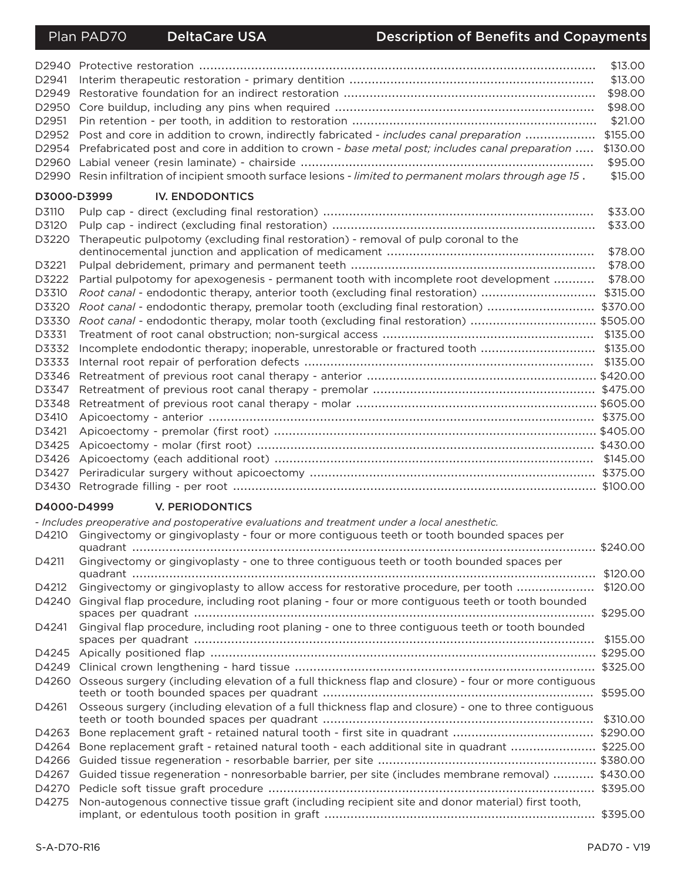| Code | Description | Copayment |
|---|---|---|
| D2940 | Protective restoration | $13.00 |
| D2941 | Interim therapeutic restoration - primary dentition | $13.00 |
| D2949 | Restorative foundation for an indirect restoration | $98.00 |
| D2950 | Core buildup, including any pins when required | $98.00 |
| D2951 | Pin retention - per tooth, in addition to restoration | $21.00 |
| D2952 | Post and core in addition to crown, indirectly fabricated - *includes canal preparation* | $155.00 |
| D2954 | Prefabricated post and core in addition to crown - *base metal post; includes canal preparation* | $130.00 |
| D2960 | Labial veneer (resin laminate) - chairside | $95.00 |
| D2990 | Resin infiltration of incipient smooth surface lesions - *limited to permanent molars through age 15* . | $15.00 |

## D3000-D3999 IV. ENDODONTICS

| Code | Description | Copayment |
|---|---|---|
| D3110 | Pulp cap - direct (excluding final restoration) | $33.00 |
| D3120 | Pulp cap - indirect (excluding final restoration) | $33.00 |
| D3220 | Therapeutic pulpotomy (excluding final restoration) - removal of pulp coronal to the dentinocemental junction and application of medicament | $78.00 |
| D3221 | Pulpal debridement, primary and permanent teeth | $78.00 |
| D3222 | Partial pulpotomy for apexogenesis - permanent tooth with incomplete root development | $78.00 |
| D3310 | *Root canal* - endodontic therapy, anterior tooth (excluding final restoration) | $315.00 |
| D3320 | *Root canal* - endodontic therapy, premolar tooth (excluding final restoration) | $370.00 |
| D3330 | *Root canal* - endodontic therapy, molar tooth (excluding final restoration) | $505.00 |
| D3331 | Treatment of root canal obstruction; non-surgical access | $135.00 |
| D3332 | Incomplete endodontic therapy; inoperable, unrestorable or fractured tooth | $135.00 |
| D3333 | Internal root repair of perforation defects | $135.00 |
| D3346 | Retreatment of previous root canal therapy - anterior | $420.00 |
| D3347 | Retreatment of previous root canal therapy - premolar | $475.00 |
| D3348 | Retreatment of previous root canal therapy - molar | $605.00 |
| D3410 | Apicoectomy - anterior | $375.00 |
| D3421 | Apicoectomy - premolar (first root) | $405.00 |
| D3425 | Apicoectomy - molar (first root) | $430.00 |
| D3426 | Apicoectomy (each additional root) | $145.00 |
| D3427 | Periradicular surgery without apicoectomy | $375.00 |
| D3430 | Retrograde filling - per root | $100.00 |

## D4000-D4999 V. PERIODONTICS

*- Includes preoperative and postoperative evaluations and treatment under a local anesthetic.*

| Code | Description | Copayment |
|---|---|---|
| D4210 | Gingivectomy or gingivoplasty - four or more contiguous teeth or tooth bounded spaces per quadrant | $240.00 |
| D4211 | Gingivectomy or gingivoplasty - one to three contiguous teeth or tooth bounded spaces per quadrant | $120.00 |
| D4212 | Gingivectomy or gingivoplasty to allow access for restorative procedure, per tooth | $120.00 |
| D4240 | Gingival flap procedure, including root planing - four or more contiguous teeth or tooth bounded spaces per quadrant | $295.00 |
| D4241 | Gingival flap procedure, including root planing - one to three contiguous teeth or tooth bounded spaces per quadrant | $155.00 |
| D4245 | Apically positioned flap | $295.00 |
| D4249 | Clinical crown lengthening - hard tissue | $325.00 |
| D4260 | Osseous surgery (including elevation of a full thickness flap and closure) - four or more contiguous teeth or tooth bounded spaces per quadrant | $595.00 |
| D4261 | Osseous surgery (including elevation of a full thickness flap and closure) - one to three contiguous teeth or tooth bounded spaces per quadrant | $310.00 |
| D4263 | Bone replacement graft - retained natural tooth - first site in quadrant | $290.00 |
| D4264 | Bone replacement graft - retained natural tooth - each additional site in quadrant | $225.00 |
| D4266 | Guided tissue regeneration - resorbable barrier, per site | $380.00 |
| D4267 | Guided tissue regeneration - nonresorbable barrier, per site (includes membrane removal) | $430.00 |
| D4270 | Pedicle soft tissue graft procedure | $395.00 |
| D4275 | Non-autogenous connective tissue graft (including recipient site and donor material) first tooth, implant, or edentulous tooth position in graft | $395.00 |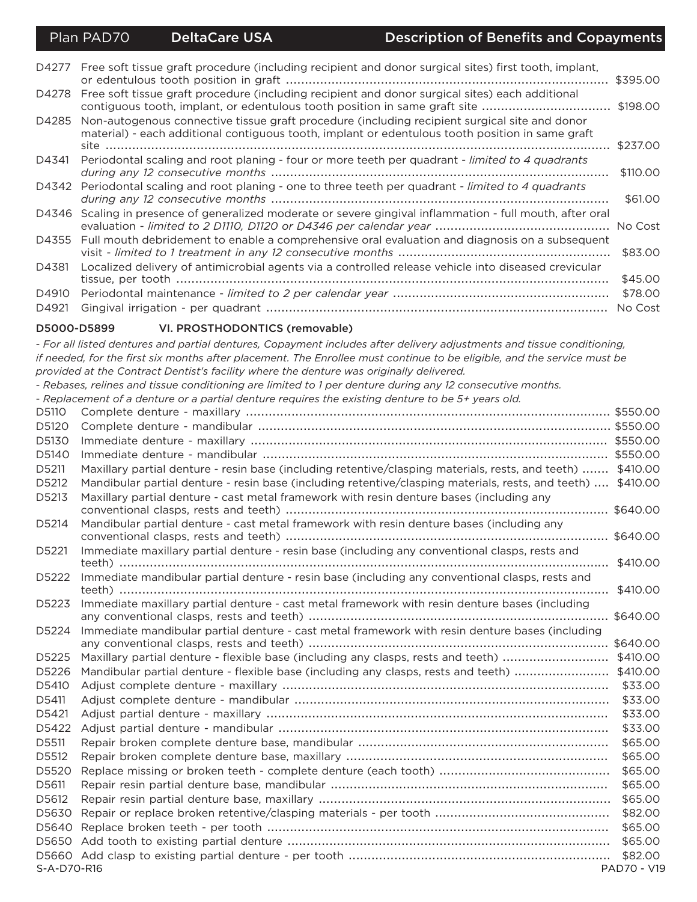| Code | Description | Copayment |
|---|---|---|
| D4277 | Free soft tissue graft procedure (including recipient and donor surgical sites) first tooth, implant, or edentulous tooth position in graft | $395.00 |
| D4278 | Free soft tissue graft procedure (including recipient and donor surgical sites) each additional contiguous tooth, implant, or edentulous tooth position in same graft site | $198.00 |
| D4285 | Non-autogenous connective tissue graft procedure (including recipient surgical site and donor material) - each additional contiguous tooth, implant or edentulous tooth position in same graft site | $237.00 |
| D4341 | Periodontal scaling and root planing - four or more teeth per quadrant - *limited to 4 quadrants during any 12 consecutive months* | $110.00 |
| D4342 | Periodontal scaling and root planing - one to three teeth per quadrant - *limited to 4 quadrants during any 12 consecutive months* | $61.00 |
| D4346 | Scaling in presence of generalized moderate or severe gingival inflammation - full mouth, after oral evaluation - *limited to 2 D1110, D1120 or D4346 per calendar year* | No Cost |
| D4355 | Full mouth debridement to enable a comprehensive oral evaluation and diagnosis on a subsequent visit - *limited to 1 treatment in any 12 consecutive months* | $83.00 |
| D4381 | Localized delivery of antimicrobial agents via a controlled release vehicle into diseased crevicular tissue, per tooth | $45.00 |
| D4910 | Periodontal maintenance - *limited to 2 per calendar year* | $78.00 |
| D4921 | Gingival irrigation - per quadrant | No Cost |

### D5000-D5899 VI. PROSTHODONTICS (removable)

*- For all listed dentures and partial dentures, Copayment includes after delivery adjustments and tissue conditioning, if needed, for the first six months after placement. The Enrollee must continue to be eligible, and the service must be provided at the Contract Dentist's facility where the denture was originally delivered.*

*- Rebases, relines and tissue conditioning are limited to 1 per denture during any 12 consecutive months.*

*- Replacement of a denture or a partial denture requires the existing denture to be 5+ years old.*

| Code | Description | Copayment |
|---|---|---|
| D5110 | Complete denture - maxillary | $550.00 |
| D5120 | Complete denture - mandibular | $550.00 |
| D5130 | Immediate denture - maxillary | $550.00 |
| D5140 | Immediate denture - mandibular | $550.00 |
| D5211 | Maxillary partial denture - resin base (including retentive/clasping materials, rests, and teeth) | $410.00 |
| D5212 | Mandibular partial denture - resin base (including retentive/clasping materials, rests, and teeth) | $410.00 |
| D5213 | Maxillary partial denture - cast metal framework with resin denture bases (including any conventional clasps, rests and teeth) | $640.00 |
| D5214 | Mandibular partial denture - cast metal framework with resin denture bases (including any conventional clasps, rests and teeth) | $640.00 |
| D5221 | Immediate maxillary partial denture - resin base (including any conventional clasps, rests and teeth) | $410.00 |
| D5222 | Immediate mandibular partial denture - resin base (including any conventional clasps, rests and teeth) | $410.00 |
| D5223 | Immediate maxillary partial denture - cast metal framework with resin denture bases (including any conventional clasps, rests and teeth) | $640.00 |
| D5224 | Immediate mandibular partial denture - cast metal framework with resin denture bases (including any conventional clasps, rests and teeth) | $640.00 |
| D5225 | Maxillary partial denture - flexible base (including any clasps, rests and teeth) | $410.00 |
| D5226 | Mandibular partial denture - flexible base (including any clasps, rests and teeth) | $410.00 |
| D5410 | Adjust complete denture - maxillary | $33.00 |
| D5411 | Adjust complete denture - mandibular | $33.00 |
| D5421 | Adjust partial denture - maxillary | $33.00 |
| D5422 | Adjust partial denture - mandibular | $33.00 |
| D5511 | Repair broken complete denture base, mandibular | $65.00 |
| D5512 | Repair broken complete denture base, maxillary | $65.00 |
| D5520 | Replace missing or broken teeth - complete denture (each tooth) | $65.00 |
| D5611 | Repair resin partial denture base, mandibular | $65.00 |
| D5612 | Repair resin partial denture base, maxillary | $65.00 |
| D5630 | Repair or replace broken retentive/clasping materials - per tooth | $82.00 |
| D5640 | Replace broken teeth - per tooth | $65.00 |
| D5650 | Add tooth to existing partial denture | $65.00 |
| D5660 | Add clasp to existing partial denture - per tooth | $82.00 |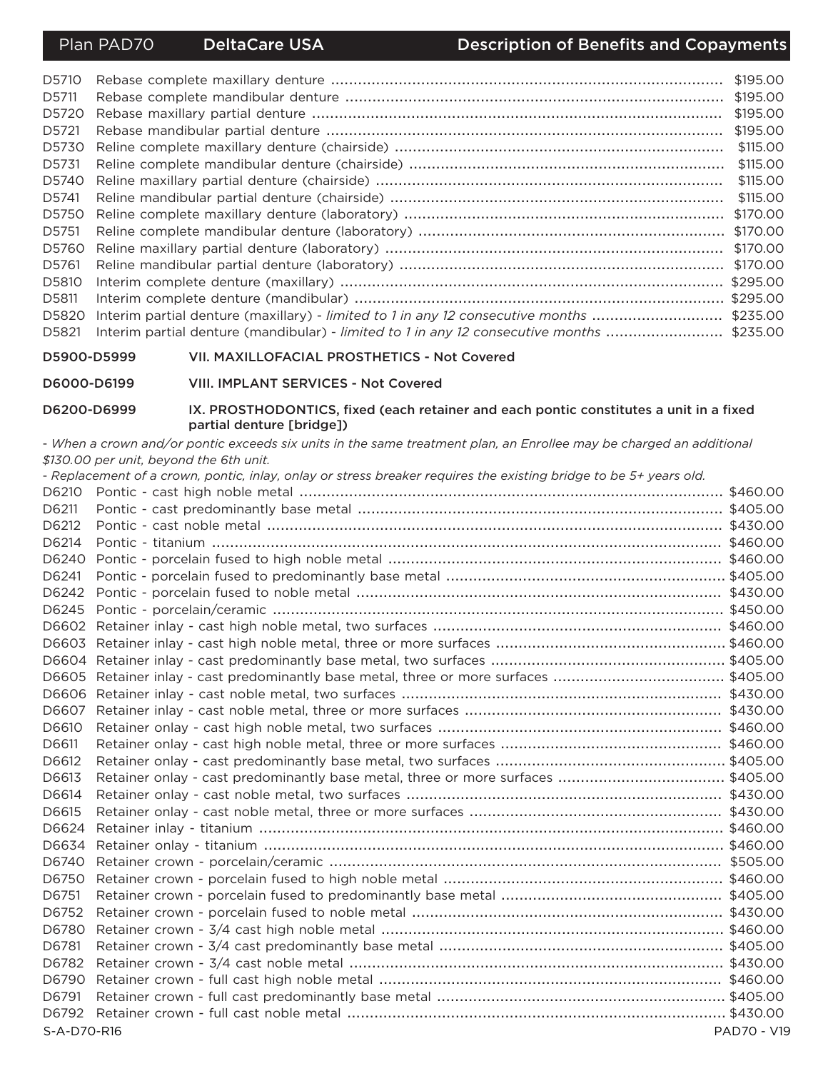| Code | Description | Copayment |
|---|---|---|
| D5710 | Rebase complete maxillary denture | $195.00 |
| D5711 | Rebase complete mandibular denture | $195.00 |
| D5720 | Rebase maxillary partial denture | $195.00 |
| D5721 | Rebase mandibular partial denture | $195.00 |
| D5730 | Reline complete maxillary denture (chairside) | $115.00 |
| D5731 | Reline complete mandibular denture (chairside) | $115.00 |
| D5740 | Reline maxillary partial denture (chairside) | $115.00 |
| D5741 | Reline mandibular partial denture (chairside) | $115.00 |
| D5750 | Reline complete maxillary denture (laboratory) | $170.00 |
| D5751 | Reline complete mandibular denture (laboratory) | $170.00 |
| D5760 | Reline maxillary partial denture (laboratory) | $170.00 |
| D5761 | Reline mandibular partial denture (laboratory) | $170.00 |
| D5810 | Interim complete denture (maxillary) | $295.00 |
| D5811 | Interim complete denture (mandibular) | $295.00 |
| D5820 | Interim partial denture (maxillary) - *limited to 1 in any 12 consecutive months* | $235.00 |
| D5821 | Interim partial denture (mandibular) - *limited to 1 in any 12 consecutive months* | $235.00 |

**D5900-D5999 VII. MAXILLOFACIAL PROSTHETICS - Not Covered**

**D6000-D6199 VIII. IMPLANT SERVICES - Not Covered**

**D6200-D6999 IX. PROSTHODONTICS, fixed (each retainer and each pontic constitutes a unit in a fixed partial denture [bridge])**

*- When a crown and/or pontic exceeds six units in the same treatment plan, an Enrollee may be charged an additional $130.00 per unit, beyond the 6th unit.*

*- Replacement of a crown, pontic, inlay, onlay or stress breaker requires the existing bridge to be 5+ years old.*

| Code | Description | Copayment |
|---|---|---|
| D6210 | Pontic - cast high noble metal | $460.00 |
| D6211 | Pontic - cast predominantly base metal | $405.00 |
| D6212 | Pontic - cast noble metal | $430.00 |
| D6214 | Pontic - titanium | $460.00 |
| D6240 | Pontic - porcelain fused to high noble metal | $460.00 |
| D6241 | Pontic - porcelain fused to predominantly base metal | $405.00 |
| D6242 | Pontic - porcelain fused to noble metal | $430.00 |
| D6245 | Pontic - porcelain/ceramic | $450.00 |
| D6602 | Retainer inlay - cast high noble metal, two surfaces | $460.00 |
| D6603 | Retainer inlay - cast high noble metal, three or more surfaces | $460.00 |
| D6604 | Retainer inlay - cast predominantly base metal, two surfaces | $405.00 |
| D6605 | Retainer inlay - cast predominantly base metal, three or more surfaces | $405.00 |
| D6606 | Retainer inlay - cast noble metal, two surfaces | $430.00 |
| D6607 | Retainer inlay - cast noble metal, three or more surfaces | $430.00 |
| D6610 | Retainer onlay - cast high noble metal, two surfaces | $460.00 |
| D6611 | Retainer onlay - cast high noble metal, three or more surfaces | $460.00 |
| D6612 | Retainer onlay - cast predominantly base metal, two surfaces | $405.00 |
| D6613 | Retainer onlay - cast predominantly base metal, three or more surfaces | $405.00 |
| D6614 | Retainer onlay - cast noble metal, two surfaces | $430.00 |
| D6615 | Retainer onlay - cast noble metal, three or more surfaces | $430.00 |
| D6624 | Retainer inlay - titanium | $460.00 |
| D6634 | Retainer onlay - titanium | $460.00 |
| D6740 | Retainer crown - porcelain/ceramic | $505.00 |
| D6750 | Retainer crown - porcelain fused to high noble metal | $460.00 |
| D6751 | Retainer crown - porcelain fused to predominantly base metal | $405.00 |
| D6752 | Retainer crown - porcelain fused to noble metal | $430.00 |
| D6780 | Retainer crown - 3/4 cast high noble metal | $460.00 |
| D6781 | Retainer crown - 3/4 cast predominantly base metal | $405.00 |
| D6782 | Retainer crown - 3/4 cast noble metal | $430.00 |
| D6790 | Retainer crown - full cast high noble metal | $460.00 |
| D6791 | Retainer crown - full cast predominantly base metal | $405.00 |
| D6792 | Retainer crown - full cast noble metal | $430.00 |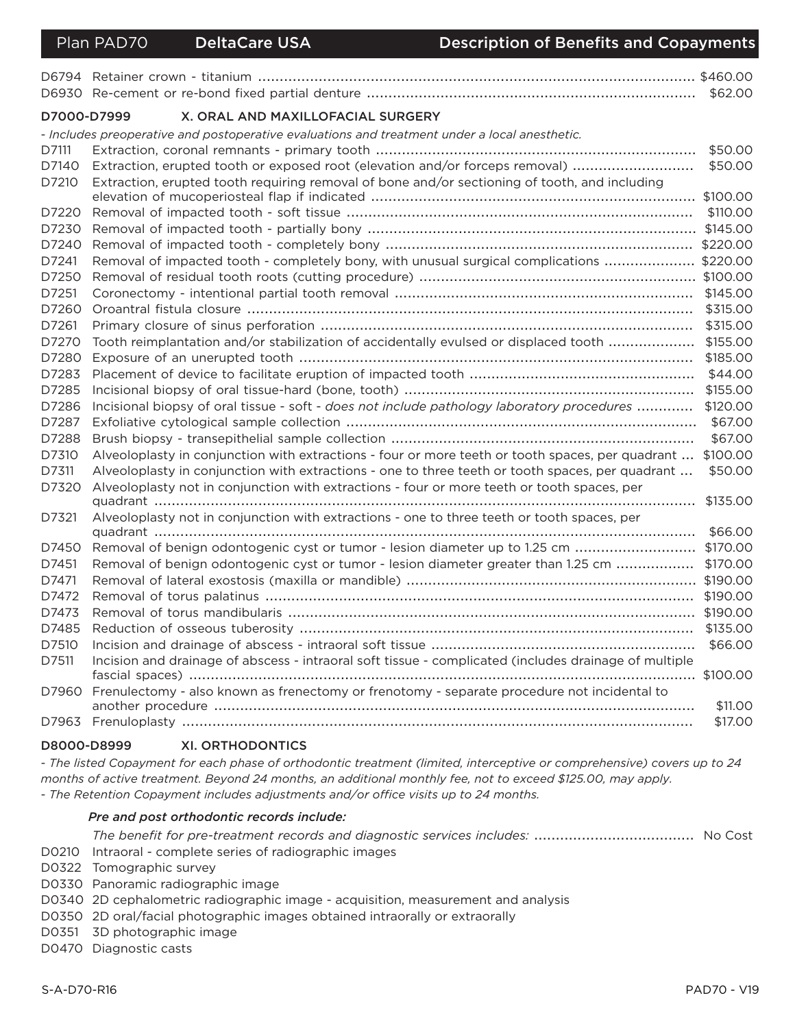| Code | Description | Copayment |
|---|---|---|
| D6794 | Retainer crown - titanium | $460.00 |
| D6930 | Re-cement or re-bond fixed partial denture | $62.00 |

## D7000-D7999 X. ORAL AND MAXILLOFACIAL SURGERY

*- Includes preoperative and postoperative evaluations and treatment under a local anesthetic.*

| Code | Description | Copayment |
|---|---|---|
| D7111 | Extraction, coronal remnants - primary tooth | $50.00 |
| D7140 | Extraction, erupted tooth or exposed root (elevation and/or forceps removal) | $50.00 |
| D7210 | Extraction, erupted tooth requiring removal of bone and/or sectioning of tooth, and including elevation of mucoperiosteal flap if indicated | $100.00 |
| D7220 | Removal of impacted tooth - soft tissue | $110.00 |
| D7230 | Removal of impacted tooth - partially bony | $145.00 |
| D7240 | Removal of impacted tooth - completely bony | $220.00 |
| D7241 | Removal of impacted tooth - completely bony, with unusual surgical complications | $220.00 |
| D7250 | Removal of residual tooth roots (cutting procedure) | $100.00 |
| D7251 | Coronectomy - intentional partial tooth removal | $145.00 |
| D7260 | Oroantral fistula closure | $315.00 |
| D7261 | Primary closure of sinus perforation | $315.00 |
| D7270 | Tooth reimplantation and/or stabilization of accidentally evulsed or displaced tooth | $155.00 |
| D7280 | Exposure of an unerupted tooth | $185.00 |
| D7283 | Placement of device to facilitate eruption of impacted tooth | $44.00 |
| D7285 | Incisional biopsy of oral tissue-hard (bone, tooth) | $155.00 |
| D7286 | Incisional biopsy of oral tissue - soft - *does not include pathology laboratory procedures* | $120.00 |
| D7287 | Exfoliative cytological sample collection | $67.00 |
| D7288 | Brush biopsy - transepithelial sample collection | $67.00 |
| D7310 | Alveoloplasty in conjunction with extractions - four or more teeth or tooth spaces, per quadrant | $100.00 |
| D7311 | Alveoloplasty in conjunction with extractions - one to three teeth or tooth spaces, per quadrant | $50.00 |
| D7320 | Alveoloplasty not in conjunction with extractions - four or more teeth or tooth spaces, per quadrant | $135.00 |
| D7321 | Alveoloplasty not in conjunction with extractions - one to three teeth or tooth spaces, per quadrant | $66.00 |
| D7450 | Removal of benign odontogenic cyst or tumor - lesion diameter up to 1.25 cm | $170.00 |
| D7451 | Removal of benign odontogenic cyst or tumor - lesion diameter greater than 1.25 cm | $170.00 |
| D7471 | Removal of lateral exostosis (maxilla or mandible) | $190.00 |
| D7472 | Removal of torus palatinus | $190.00 |
| D7473 | Removal of torus mandibularis | $190.00 |
| D7485 | Reduction of osseous tuberosity | $135.00 |
| D7510 | Incision and drainage of abscess - intraoral soft tissue | $66.00 |
| D7511 | Incision and drainage of abscess - intraoral soft tissue - complicated (includes drainage of multiple fascial spaces) | $100.00 |
| D7960 | Frenulectomy - also known as frenectomy or frenotomy - separate procedure not incidental to another procedure | $11.00 |
| D7963 | Frenuloplasty | $17.00 |

## D8000-D8999 XI. ORTHODONTICS

*- The listed Copayment for each phase of orthodontic treatment (limited, interceptive or comprehensive) covers up to 24 months of active treatment. Beyond 24 months, an additional monthly fee, not to exceed $125.00, may apply.*
*- The Retention Copayment includes adjustments and/or office visits up to 24 months.*

***Pre and post orthodontic records include:***

*The benefit for pre-treatment records and diagnostic services includes:* No Cost

| Code | Description |
|---|---|
| D0210 | Intraoral - complete series of radiographic images |
| D0322 | Tomographic survey |
| D0330 | Panoramic radiographic image |
| D0340 | 2D cephalometric radiographic image - acquisition, measurement and analysis |
| D0350 | 2D oral/facial photographic images obtained intraorally or extraorally |
| D0351 | 3D photographic image |
| D0470 | Diagnostic casts |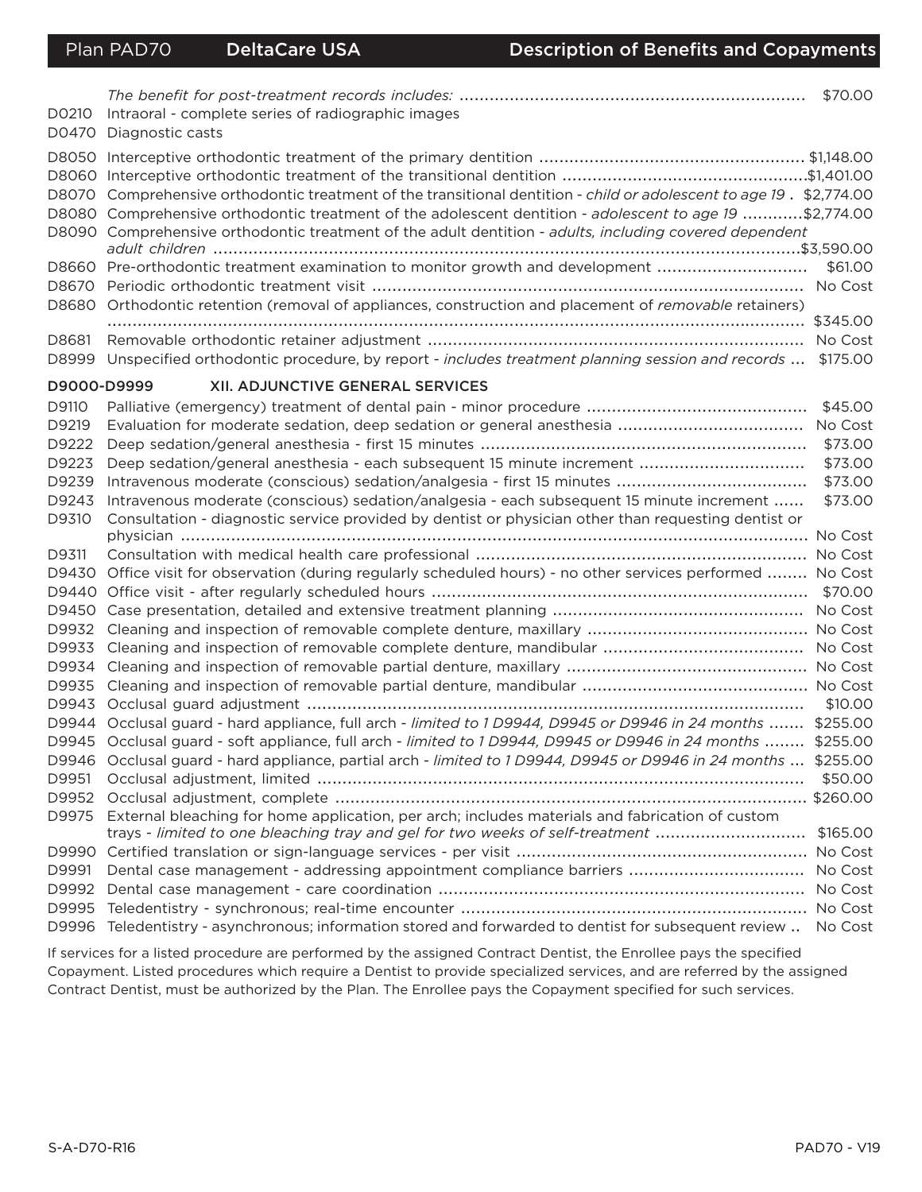| Code | Description | Copayment |
|---|---|---|
| | *The benefit for post-treatment records includes:* | $70.00 |
| D0210 | Intraoral - complete series of radiographic images | |
| D0470 | Diagnostic casts | |
| D8050 | Interceptive orthodontic treatment of the primary dentition | $1,148.00 |
| D8060 | Interceptive orthodontic treatment of the transitional dentition | $1,401.00 |
| D8070 | Comprehensive orthodontic treatment of the transitional dentition - *child or adolescent to age 19* | $2,774.00 |
| D8080 | Comprehensive orthodontic treatment of the adolescent dentition - *adolescent to age 19* | $2,774.00 |
| D8090 | Comprehensive orthodontic treatment of the adult dentition - *adults, including covered dependent adult children* | $3,590.00 |
| D8660 | Pre-orthodontic treatment examination to monitor growth and development | $61.00 |
| D8670 | Periodic orthodontic treatment visit | No Cost |
| D8680 | Orthodontic retention (removal of appliances, construction and placement of *removable* retainers) | $345.00 |
| D8681 | Removable orthodontic retainer adjustment | No Cost |
| D8999 | Unspecified orthodontic procedure, by report - *includes treatment planning session and records* | $175.00 |

## D9000-D9999 XII. ADJUNCTIVE GENERAL SERVICES

| Code | Description | Copayment |
|---|---|---|
| D9110 | Palliative (emergency) treatment of dental pain - minor procedure | $45.00 |
| D9219 | Evaluation for moderate sedation, deep sedation or general anesthesia | No Cost |
| D9222 | Deep sedation/general anesthesia - first 15 minutes | $73.00 |
| D9223 | Deep sedation/general anesthesia - each subsequent 15 minute increment | $73.00 |
| D9239 | Intravenous moderate (conscious) sedation/analgesia - first 15 minutes | $73.00 |
| D9243 | Intravenous moderate (conscious) sedation/analgesia - each subsequent 15 minute increment | $73.00 |
| D9310 | Consultation - diagnostic service provided by dentist or physician other than requesting dentist or physician | No Cost |
| D9311 | Consultation with medical health care professional | No Cost |
| D9430 | Office visit for observation (during regularly scheduled hours) - no other services performed | No Cost |
| D9440 | Office visit - after regularly scheduled hours | $70.00 |
| D9450 | Case presentation, detailed and extensive treatment planning | No Cost |
| D9932 | Cleaning and inspection of removable complete denture, maxillary | No Cost |
| D9933 | Cleaning and inspection of removable complete denture, mandibular | No Cost |
| D9934 | Cleaning and inspection of removable partial denture, maxillary | No Cost |
| D9935 | Cleaning and inspection of removable partial denture, mandibular | No Cost |
| D9943 | Occlusal guard adjustment | $10.00 |
| D9944 | Occlusal guard - hard appliance, full arch - *limited to 1 D9944, D9945 or D9946 in 24 months* | $255.00 |
| D9945 | Occlusal guard - soft appliance, full arch - *limited to 1 D9944, D9945 or D9946 in 24 months* | $255.00 |
| D9946 | Occlusal guard - hard appliance, partial arch - *limited to 1 D9944, D9945 or D9946 in 24 months* | $255.00 |
| D9951 | Occlusal adjustment, limited | $50.00 |
| D9952 | Occlusal adjustment, complete | $260.00 |
| D9975 | External bleaching for home application, per arch; includes materials and fabrication of custom trays - *limited to one bleaching tray and gel for two weeks of self-treatment* | $165.00 |
| D9990 | Certified translation or sign-language services - per visit | No Cost |
| D9991 | Dental case management - addressing appointment compliance barriers | No Cost |
| D9992 | Dental case management - care coordination | No Cost |
| D9995 | Teledentistry - synchronous; real-time encounter | No Cost |
| D9996 | Teledentistry - asynchronous; information stored and forwarded to dentist for subsequent review | No Cost |

If services for a listed procedure are performed by the assigned Contract Dentist, the Enrollee pays the specified Copayment. Listed procedures which require a Dentist to provide specialized services, and are referred by the assigned Contract Dentist, must be authorized by the Plan. The Enrollee pays the Copayment specified for such services.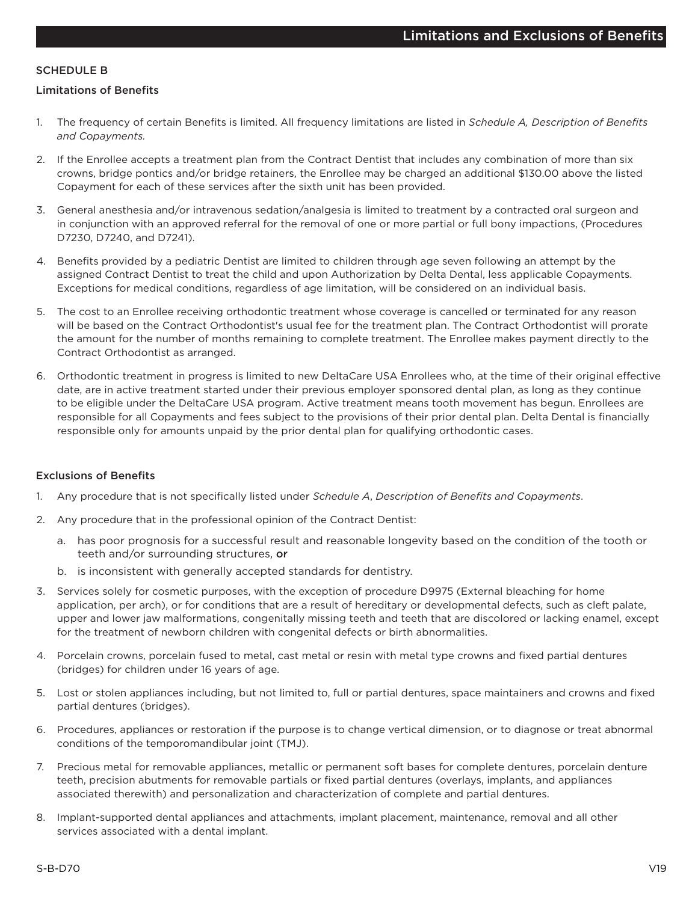# Limitations and Exclusions of Benefits

## SCHEDULE B

### Limitations of Benefits

1. The frequency of certain Benefits is limited. All frequency limitations are listed in *Schedule A, Description of Benefits and Copayments.*
2. If the Enrollee accepts a treatment plan from the Contract Dentist that includes any combination of more than six crowns, bridge pontics and/or bridge retainers, the Enrollee may be charged an additional $130.00 above the listed Copayment for each of these services after the sixth unit has been provided.
3. General anesthesia and/or intravenous sedation/analgesia is limited to treatment by a contracted oral surgeon and in conjunction with an approved referral for the removal of one or more partial or full bony impactions, (Procedures D7230, D7240, and D7241).
4. Benefits provided by a pediatric Dentist are limited to children through age seven following an attempt by the assigned Contract Dentist to treat the child and upon Authorization by Delta Dental, less applicable Copayments. Exceptions for medical conditions, regardless of age limitation, will be considered on an individual basis.
5. The cost to an Enrollee receiving orthodontic treatment whose coverage is cancelled or terminated for any reason will be based on the Contract Orthodontist's usual fee for the treatment plan. The Contract Orthodontist will prorate the amount for the number of months remaining to complete treatment. The Enrollee makes payment directly to the Contract Orthodontist as arranged.
6. Orthodontic treatment in progress is limited to new DeltaCare USA Enrollees who, at the time of their original effective date, are in active treatment started under their previous employer sponsored dental plan, as long as they continue to be eligible under the DeltaCare USA program. Active treatment means tooth movement has begun. Enrollees are responsible for all Copayments and fees subject to the provisions of their prior dental plan. Delta Dental is financially responsible only for amounts unpaid by the prior dental plan for qualifying orthodontic cases.

### Exclusions of Benefits

1. Any procedure that is not specifically listed under *Schedule A*, *Description of Benefits and Copayments*.
2. Any procedure that in the professional opinion of the Contract Dentist:
   a. has poor prognosis for a successful result and reasonable longevity based on the condition of the tooth or teeth and/or surrounding structures, **or**
   b. is inconsistent with generally accepted standards for dentistry.
3. Services solely for cosmetic purposes, with the exception of procedure D9975 (External bleaching for home application, per arch), or for conditions that are a result of hereditary or developmental defects, such as cleft palate, upper and lower jaw malformations, congenitally missing teeth and teeth that are discolored or lacking enamel, except for the treatment of newborn children with congenital defects or birth abnormalities.
4. Porcelain crowns, porcelain fused to metal, cast metal or resin with metal type crowns and fixed partial dentures (bridges) for children under 16 years of age.
5. Lost or stolen appliances including, but not limited to, full or partial dentures, space maintainers and crowns and fixed partial dentures (bridges).
6. Procedures, appliances or restoration if the purpose is to change vertical dimension, or to diagnose or treat abnormal conditions of the temporomandibular joint (TMJ).
7. Precious metal for removable appliances, metallic or permanent soft bases for complete dentures, porcelain denture teeth, precision abutments for removable partials or fixed partial dentures (overlays, implants, and appliances associated therewith) and personalization and characterization of complete and partial dentures.
8. Implant-supported dental appliances and attachments, implant placement, maintenance, removal and all other services associated with a dental implant.

S-B-D70 V19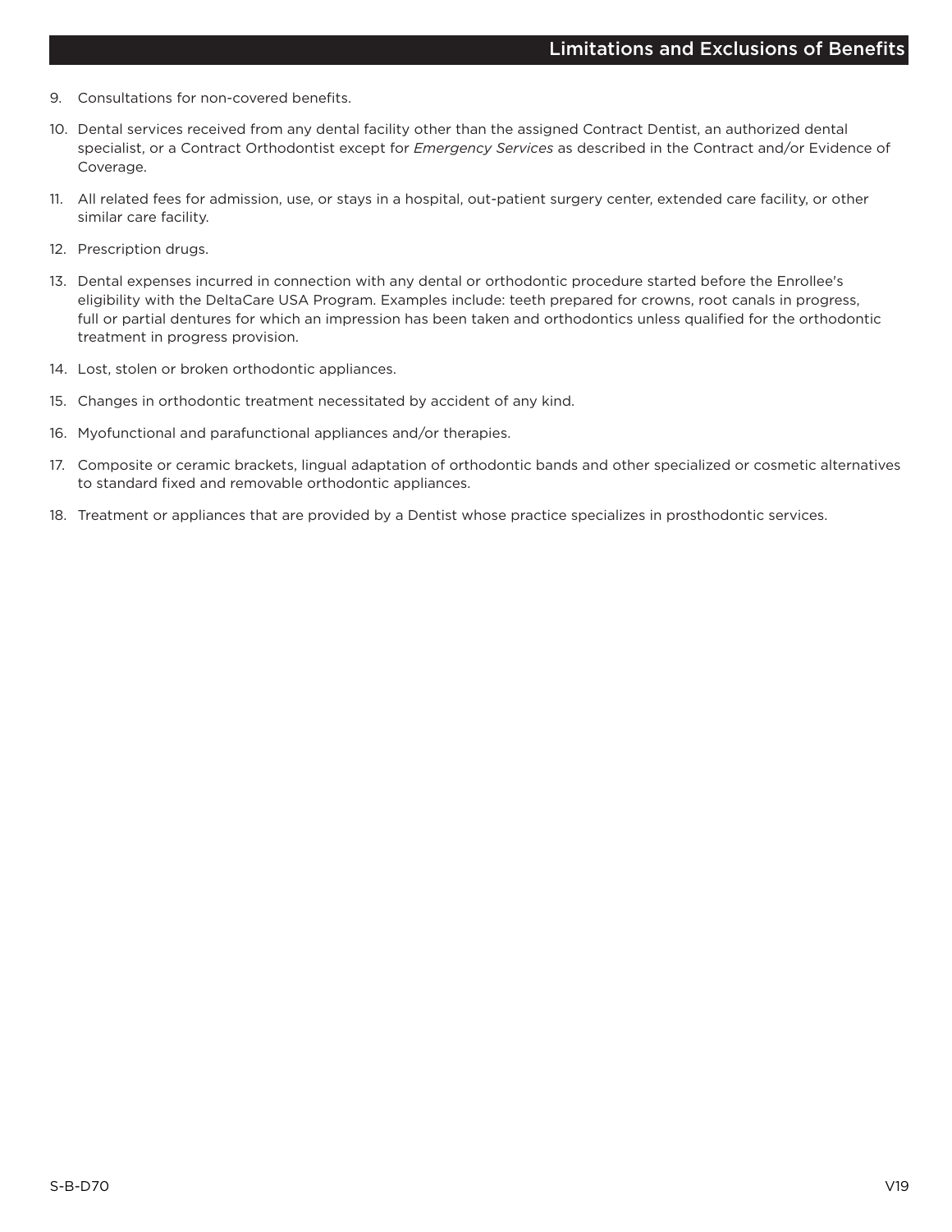## Limitations and Exclusions of Benefits

9. Consultations for non-covered benefits.
10. Dental services received from any dental facility other than the assigned Contract Dentist, an authorized dental specialist, or a Contract Orthodontist except for *Emergency Services* as described in the Contract and/or Evidence of Coverage.
11. All related fees for admission, use, or stays in a hospital, out-patient surgery center, extended care facility, or other similar care facility.
12. Prescription drugs.
13. Dental expenses incurred in connection with any dental or orthodontic procedure started before the Enrollee's eligibility with the DeltaCare USA Program. Examples include: teeth prepared for crowns, root canals in progress, full or partial dentures for which an impression has been taken and orthodontics unless qualified for the orthodontic treatment in progress provision.
14. Lost, stolen or broken orthodontic appliances.
15. Changes in orthodontic treatment necessitated by accident of any kind.
16. Myofunctional and parafunctional appliances and/or therapies.
17. Composite or ceramic brackets, lingual adaptation of orthodontic bands and other specialized or cosmetic alternatives to standard fixed and removable orthodontic appliances.
18. Treatment or appliances that are provided by a Dentist whose practice specializes in prosthodontic services.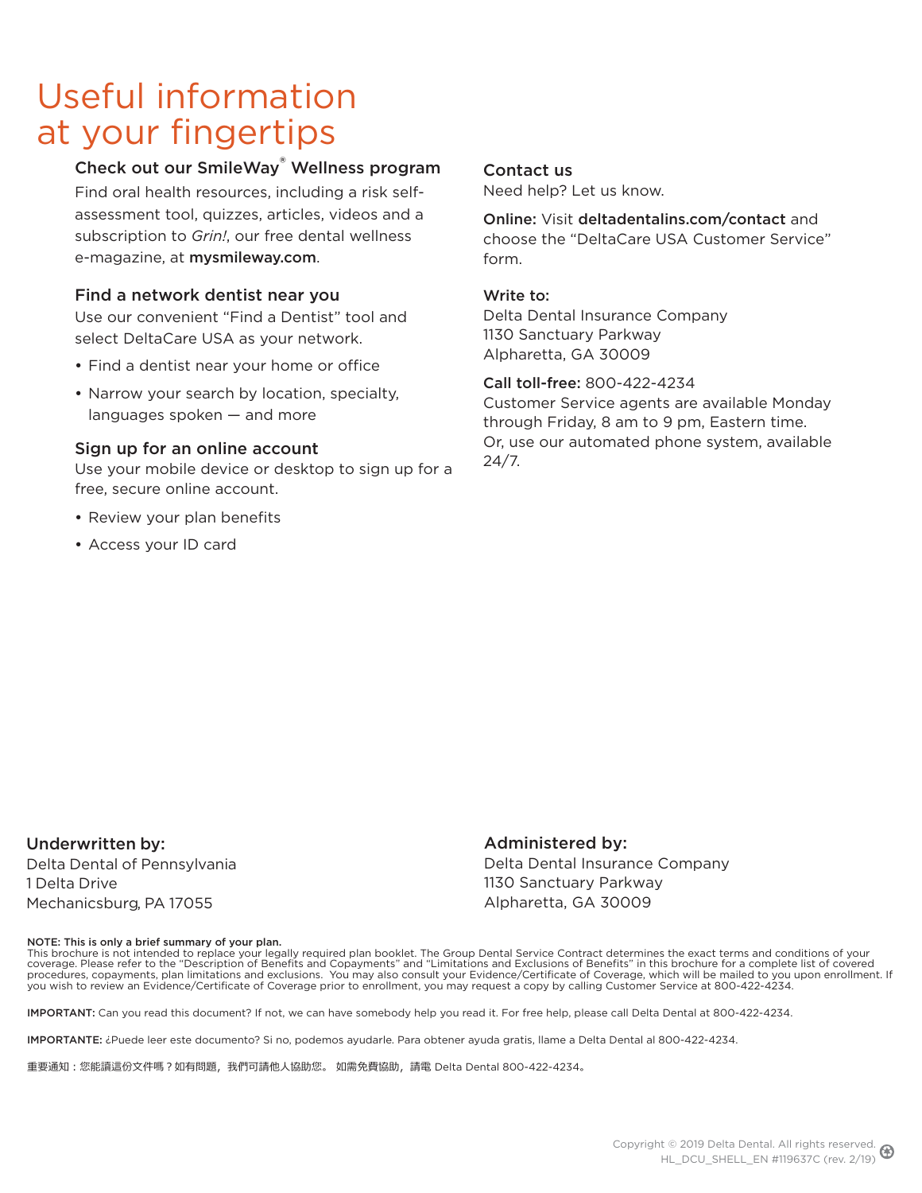# Useful information at your fingertips

### Check out our SmileWay® Wellness program

Find oral health resources, including a risk self-assessment tool, quizzes, articles, videos and a subscription to *Grin!*, our free dental wellness e-magazine, at **mysmileway.com**.

### Find a network dentist near you

Use our convenient "Find a Dentist" tool and select DeltaCare USA as your network.

- Find a dentist near your home or office
- Narrow your search by location, specialty, languages spoken — and more

### Sign up for an online account

Use your mobile device or desktop to sign up for a free, secure online account.

- Review your plan benefits
- Access your ID card

### Contact us

Need help? Let us know.

**Online:** Visit **deltadentalins.com/contact** and choose the "DeltaCare USA Customer Service" form.

**Write to:**
Delta Dental Insurance Company
1130 Sanctuary Parkway
Alpharetta, GA 30009

**Call toll-free:** 800-422-4234
Customer Service agents are available Monday through Friday, 8 am to 9 pm, Eastern time. Or, use our automated phone system, available 24/7.

**Underwritten by:**
Delta Dental of Pennsylvania
1 Delta Drive
Mechanicsburg, PA 17055

**Administered by:**
Delta Dental Insurance Company
1130 Sanctuary Parkway
Alpharetta, GA 30009

**NOTE: This is only a brief summary of your plan.**
This brochure is not intended to replace your legally required plan booklet. The Group Dental Service Contract determines the exact terms and conditions of your coverage. Please refer to the "Description of Benefits and Copayments" and "Limitations and Exclusions of Benefits" in this brochure for a complete list of covered procedures, copayments, plan limitations and exclusions. You may also consult your Evidence/Certificate of Coverage, which will be mailed to you upon enrollment. If you wish to review an Evidence/Certificate of Coverage prior to enrollment, you may request a copy by calling Customer Service at 800-422-4234.

**IMPORTANT:** Can you read this document? If not, we can have somebody help you read it. For free help, please call Delta Dental at 800-422-4234.

**IMPORTANTE:** ¿Puede leer este documento? Si no, podemos ayudarle. Para obtener ayuda gratis, llame a Delta Dental al 800-422-4234.

重要通知：您能讀這份文件嗎？如有問題，我們可請他人協助您。 如需免費協助，請電 Delta Dental 800-422-4234。

Copyright © 2019 Delta Dental. All rights reserved.
HL_DCU_SHELL_EN #119637C (rev. 2/19)